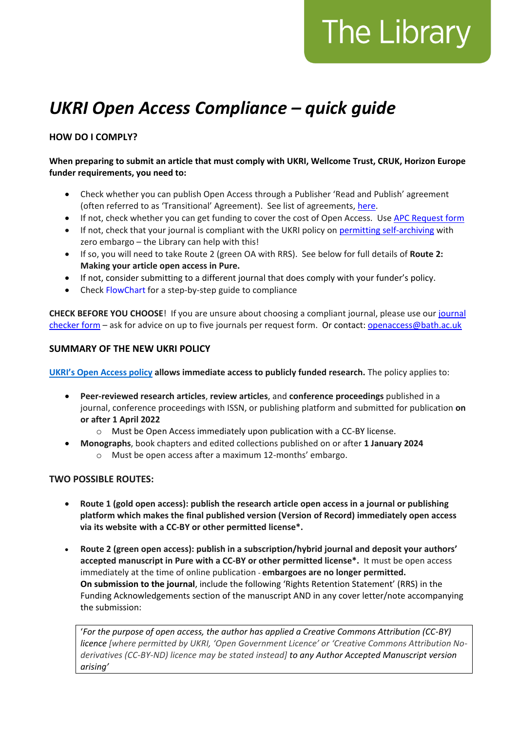The Library

# *UKRI Open Access Compliance – quick guide*

## HOW DO I COMPLY?

**When preparing to submit an article that must comply with UKRI, Wellcome Trust, CRUK, Horizon Europe funder requirements, you need to:**

- Check whether you can publish Open Access through a Publisher 'Read and Publish' agreement (often referred to as 'Transitional' Agreement). See list of agreements, here.
- If not, check whether you can get funding to cover the cost of Open Access. Use APC Request form
- If not, check that your journal is compliant with the UKRI policy on permitting self-archiving with zero embargo – the Library can help with this!
- If so, you will need to take Route 2 (green OA with RRS). See below for full details of **Route 2: Making your article open access in Pure.**
- If not, consider submitting to a different journal that does comply with your funder's policy.
- Check FlowChart for a step-by-step guide to compliance

**CHECK BEFORE YOU CHOOSE**! If you are unsure about choosing a compliant journal, please use our journal checker form – ask for advice on up to five journals per request form. Or contact: openaccess@bath.ac.uk

## SUMMARY OF THE NEW UKRI POLICY

**UKRI's Open Access policy allows immediate access to publicly funded research.** The policy applies to:

- **Peer-reviewed research articles**, **review articles**, and **conference proceedings** published in a journal, conference proceedings with ISSN, or publishing platform and submitted for publication **on or after 1 April 2022**
  - Must be Open Access immediately upon publication with a CC-BY license.
- **Monographs**, book chapters and edited collections published on or after **1 January 2024**
  - Must be open access after a maximum 12-months' embargo.

## TWO POSSIBLE ROUTES:

- **Route 1 (gold open access): publish the research article open access in a journal or publishing platform which makes the final published version (Version of Record) immediately open access via its website with a CC-BY or other permitted license*.**

- **Route 2 (green open access): publish in a subscription/hybrid journal and deposit your authors' accepted manuscript in Pure with a CC-BY or other permitted license*.** It must be open access immediately at the time of online publication - **embargoes are no longer permitted.**
  **On submission to the journal**, include the following 'Rights Retention Statement' (RRS) in the Funding Acknowledgements section of the manuscript AND in any cover letter/note accompanying the submission:

> '*For the purpose of open access, the author has applied a Creative Commons Attribution (CC-BY) licence* [where permitted by UKRI, 'Open Government Licence' or 'Creative Commons Attribution No-derivatives (CC-BY-ND) licence may be stated instead] *to any Author Accepted Manuscript version arising*'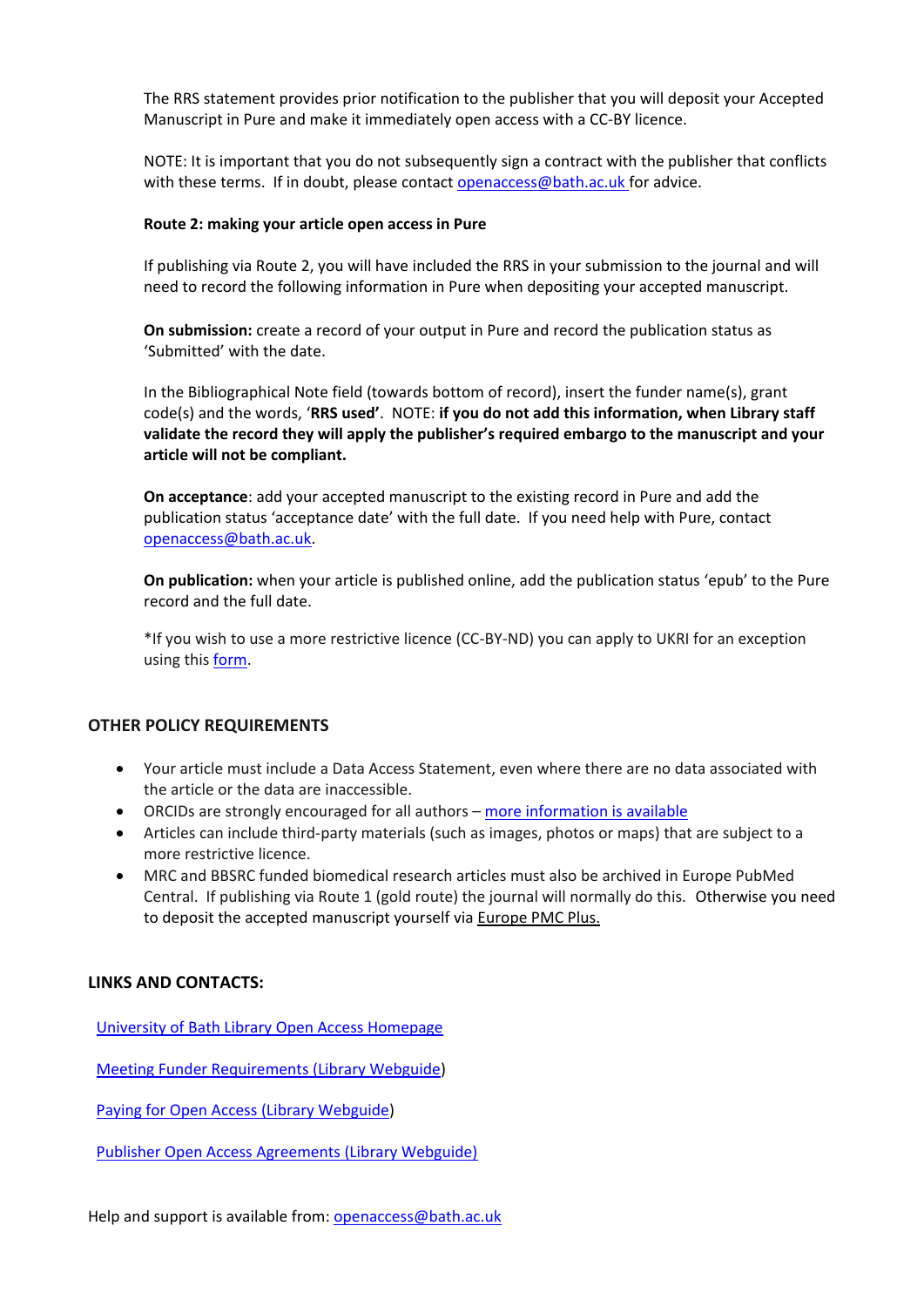The RRS statement provides prior notification to the publisher that you will deposit your Accepted Manuscript in Pure and make it immediately open access with a CC-BY licence.

NOTE: It is important that you do not subsequently sign a contract with the publisher that conflicts with these terms. If in doubt, please contact openaccess@bath.ac.uk for advice.

**Route 2: making your article open access in Pure**

If publishing via Route 2, you will have included the RRS in your submission to the journal and will need to record the following information in Pure when depositing your accepted manuscript.

**On submission:** create a record of your output in Pure and record the publication status as 'Submitted' with the date.

In the Bibliographical Note field (towards bottom of record), insert the funder name(s), grant code(s) and the words, '**RRS used**'. NOTE: **if you do not add this information, when Library staff validate the record they will apply the publisher's required embargo to the manuscript and your article will not be compliant.**

**On acceptance**: add your accepted manuscript to the existing record in Pure and add the publication status 'acceptance date' with the full date. If you need help with Pure, contact openaccess@bath.ac.uk.

**On publication:** when your article is published online, add the publication status 'epub' to the Pure record and the full date.

*If you wish to use a more restrictive licence (CC-BY-ND) you can apply to UKRI for an exception using this form.

## OTHER POLICY REQUIREMENTS

- Your article must include a Data Access Statement, even where there are no data associated with the article or the data are inaccessible.
- ORCIDs are strongly encouraged for all authors – more information is available
- Articles can include third-party materials (such as images, photos or maps) that are subject to a more restrictive licence.
- MRC and BBSRC funded biomedical research articles must also be archived in Europe PubMed Central. If publishing via Route 1 (gold route) the journal will normally do this. Otherwise you need to deposit the accepted manuscript yourself via Europe PMC Plus.

## LINKS AND CONTACTS:

University of Bath Library Open Access Homepage

Meeting Funder Requirements (Library Webguide)

Paying for Open Access (Library Webguide)

Publisher Open Access Agreements (Library Webguide)

Help and support is available from: openaccess@bath.ac.uk